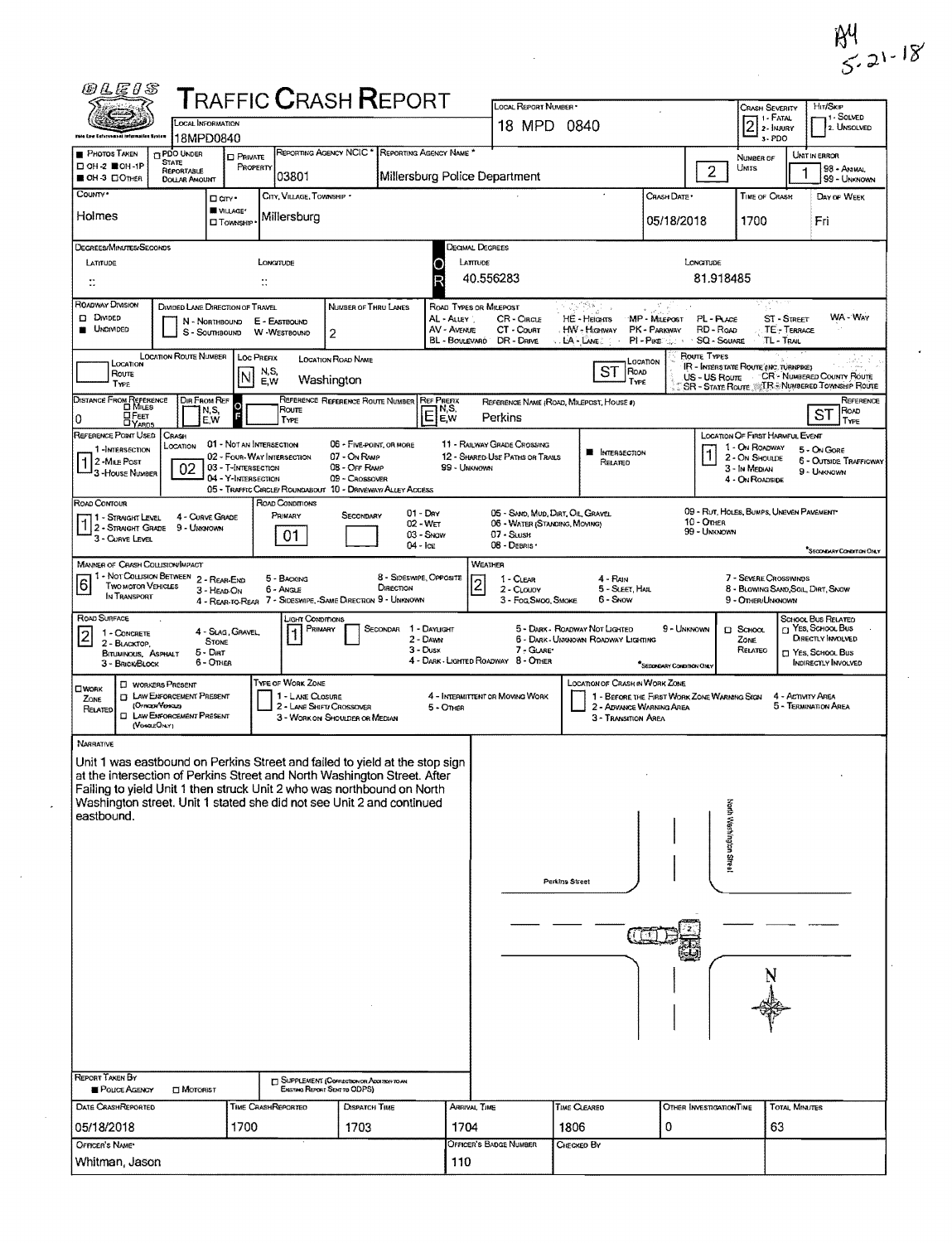AY 5-21-18

# TRAFFIC CRASH REPORT

OLEIS

| Field | Value |
|---|---|
| Local Information | 18MPD0840 |
| Local Report Number | 18 MPD 0840 |
| Crash Severity (1 - Fatal, 2 - Injury, 3 - PDO) | 2 |
| Hit/Skip (1 - Solved, 2 - Unsolved) | |
| Photos Taken | OH-2 |
| PDO Under State Reportable Dollar Amount | |
| Private Property | |
| Reporting Agency NCIC | 03801 |
| Reporting Agency Name | Millersburg Police Department |
| Number of Units | 2 |
| Unit in Error (98 - Animal, 99 - Unknown) | 1 |
| County | Holmes |
| City, Village, Township | Village: Millersburg |
| Crash Date | 05/18/2018 |
| Time of Crash | 1700 |
| Day of Week | Fri |
| Degrees/Minutes/Seconds Latitude | :: |
| Degrees/Minutes/Seconds Longitude | :: |
| Decimal Degrees Latitude | 40.556283 |
| Decimal Degrees Longitude | 81.918485 |
| Roadway Division | Undivided |
| Divided Lane Direction of Travel | |
| Number of Thru Lanes | 2 |
| Location Route Number | |
| Loc Prefix | N |
| Location Road Name | Washington |
| Location Road Type | ST |
| Distance From Reference | 0 |
| Dir From Ref | |
| Reference Route | |
| Ref Prefix | E |
| Reference Name (Road, Milepost, House #) | Perkins |
| Reference Road Type | ST |
| Reference Point Used | 1 - Intersection |
| Crash Location | 02 - Four-Way Intersection |
| Intersection Related | Yes |
| Location of First Harmful Event | 1 - On Roadway |
| Road Contour | 1 - Straight Level |
| Road Conditions Primary | 01 - Dry |
| Road Conditions Secondary | |
| Manner of Crash Collision/Impact | 6 - Angle |
| Weather | 2 - Cloudy |
| Road Surface | 2 - Blacktop, Bituminous, Asphalt |
| Light Conditions Primary | 1 - Daylight |
| Light Conditions Secondary | |
| School Zone Related | |
| School Bus Related | |
| Work Zone Related | |
| Type of Work Zone | |
| Location of Crash in Work Zone | |

## Narrative

Unit 1 was eastbound on Perkins Street and failed to yield at the stop sign at the intersection of Perkins Street and North Washington Street. After Failing to yield Unit 1 then struck Unit 2 who was northbound on North Washington street. Unit 1 stated she did not see Unit 2 and continued eastbound.

Diagram labels: North Washington Street; Perkins Street; 1; 2; N

| Field | Value |
|---|---|
| Report Taken By | Police Agency |
| Supplement | |
| Date Crash Reported | 05/18/2018 |
| Time Crash Reported | 1700 |
| Dispatch Time | 1703 |
| Arrival Time | 1704 |
| Time Cleared | 1806 |
| Other Investigation Time | 0 |
| Total Minutes | 63 |
| Officer's Name | Whitman, Jason |
| Officer's Badge Number | 110 |
| Checked By | |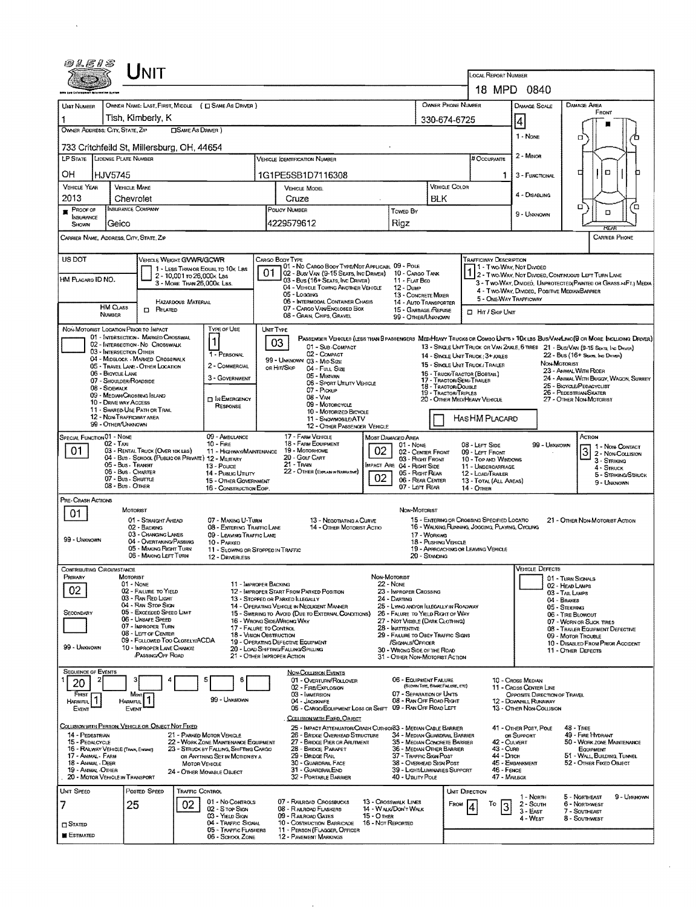# UNIT

**LOCAL REPORT NUMBER:** 18 MPD 0840

| Field | Value |
|---|---|
| UNIT NUMBER | 1 |
| OWNER NAME: LAST, FIRST, MIDDLE | Tish, Kimberly, K |
| OWNER PHONE NUMBER | 330-674-6725 |
| OWNER ADDRESS: CITY, STATE, ZIP | 733 Critchfeild St, Millersburg, OH, 44654 |
| LP STATE | OH |
| LICENSE PLATE NUMBER | HJV5745 |
| VEHICLE IDENTIFICATION NUMBER | 1G1PE5SB1D7116308 |
| # OCCUPANTS | 1 |
| VEHICLE YEAR | 2013 |
| VEHICLE MAKE | Chevrolet |
| VEHICLE MODEL | Cruze |
| VEHICLE COLOR | BLK |
| PROOF OF INSURANCE SHOWN | ■ |
| INSURANCE COMPANY | Geico |
| POLICY NUMBER | 4229579612 |
| TOWED BY | Rigz |
| DAMAGE SCALE | 4 |
| CARRIER NAME, ADDRESS, CITY, STATE, ZIP | |
| CARRIER PHONE | |

DAMAGE SCALE: 1 - NONE, 2 - MINOR, 3 - FUNCTIONAL, 4 - DISABLING, 9 - UNKNOWN

DAMAGE AREA: FRONT / REAR

| Field | Value |
|---|---|
| US DOT | |
| HM PLACARD ID NO. | |
| HM CLASS NUMBER | |
| VEHICLE WEIGHT GVWR/GCWR | |
| CARGO BODY TYPE | 01 |
| TRAFFICWAY DESCRIPTION | 1 |

VEHICLE WEIGHT GVWR/GCWR: 1 - LESS THAN OR EQUAL TO 10K LBS; 2 - 10,001 TO 26,000K LBS; 3 - MORE THAN 26,000K LBS.

HAZARDOUS MATERIAL: □ RELATED

CARGO BODY TYPE: 01 - NO CARGO BODY TYPE/NOT APPLICABLE; 02 - BUS/VAN (9-15 SEATS, INC DRIVER); 03 - BUS (16+ SEATS, INC DRIVER); 04 - VEHICLE TOWING ANOTHER VEHICLE; 05 - LOGGING; 06 - INTERMODAL CONTAINER CHASIS; 07 - CARGO VAN/ENCLOSED BOX; 08 - GRAIN, CHIPS, GRAVEL; 09 - POLE; 10 - CARGO TANK; 11 - FLAT BED; 12 - DUMP; 13 - CONCRETE MIXER; 14 - AUTO TRANSPORTER; 15 - GARBAGE/REFUSE; 99 - OTHER/UNKNOWN

TRAFFICWAY DESCRIPTION: 1 - TWO-WAY, NOT DIVIDED; 2 - TWO-WAY, NOT DIVIDED, CONTINUOUS LEFT TURN LANE; 3 - TWO-WAY, DIVIDED, UNPROTECTED (PAINTED OR GRASS >4FT.) MEDIA; 4 - TWO-WAY, DIVIDED, POSITIVE MEDIAN BARRIER; 5 - ONE-WAY TRAFFICWAY

□ HIT / SKIP UNIT

| Field | Value |
|---|---|
| NON-MOTORIST LOCATION PRIOR TO IMPACT | |
| TYPE OF USE | 1 |
| UNIT TYPE | 03 |

NON-MOTORIST LOCATION PRIOR TO IMPACT: 01 - INTERSECTION - MARKED CROSSWALK; 02 - INTERSECTION - NO CROSSWALK; 03 - INTERSECTION OTHER; 04 - MIDBLOCK - MARKED CROSSWALK; 05 - TRAVEL LANE - OTHER LOCATION; 06 - BICYCLE LANE; 07 - SHOULDER/ROADSIDE; 08 - SIDEWALK; 09 - MEDIAN/CROSSING ISLAND; 10 - DRIVE WAY ACCESS; 11 - SHARED-USE PATH OR TRAIL; 12 - NON-TRAFFICWAY AREA; 99 - OTHER/UNKNOWN

TYPE OF USE: 1 - PERSONAL; 2 - COMMERCIAL; 3 - GOVERNMENT; □ IN EMERGENCY RESPONSE

UNIT TYPE: PASSENGER VEHICLES (LESS THAN 9 PASSENGERS MED/HEAVY TRUCKS OR COMBO UNITS > 10K LBS BUS/VAN/LIMO (9 OR MORE INCLUDING DRIVER): 01 - SUB-COMPACT; 02 - COMPACT; 99 - UNKNOWN 03 - MID SIZE; OR HIT/SKIP 04 - FULL SIZE; 05 - MINIVAN; 06 - SPORT UTILITY VEHICLE; 07 - PICKUP; 08 - VAN; 09 - MOTORCYCLE; 10 - MOTORIZED BICYCLE; 11 - SNOWMOBILE/ATV; 12 - OTHER PASSENGER VEHICLE; 13 - SINGLE UNIT TRUCK OR VAN 2AXLE, 6 TIRES; 14 - SINGLE UNIT TRUCK; 3+ AXLES; 15 - SINGLE UNIT TRUCK/TRAILER; 16 - TRUCK/TRACTOR (BOBTAIL); 17 - TRACTOR/SEMI-TRAILER; 18 - TRACTOR/DOUBLE; 19 - TRACTOR/TRIPLES; 20 - OTHER MED/HEAVY VEHICLE; 21 - BUS/VAN (9-15 SEATS, INC DRIVER); 22 - BUS (16+ SEATS, INC DRIVER); NON-MOTORIST: 23 - ANIMAL WITH RIDER; 24 - ANIMAL WITH BUGGY, WAGON, SURREY; 25 - BICYCLE/PEDACYCLIST; 26 - PEDESTRIAN/SKATER; 27 - OTHER NON-MOTORIST

□ HAS HM PLACARD

| Field | Value |
|---|---|
| SPECIAL FUNCTION | 01 |
| MOST DAMAGED AREA | 02 |
| IMPACT AREA | 02 |
| ACTION | 3 |

SPECIAL FUNCTION: 01 - NONE; 02 - TAXI; 03 - RENTAL TRUCK (OVER 10K LBS); 04 - BUS - SCHOOL (PUBLIC OR PRIVATE); 05 - BUS - TRANSIT; 06 - BUS - CHARTER; 07 - BUS - SHUTTLE; 08 - BUS - OTHER; 09 - AMBULANCE; 10 - FIRE; 11 - HIGHWAY/MAINTENANCE; 12 - MILITARY; 13 - POLICE; 14 - PUBLIC UTILITY; 15 - OTHER GOVERNMENT; 16 - CONSTRUCTION EQIP.; 17 - FARM VEHICLE; 18 - FARM EQUIPMENT; 19 - MOTORHOME; 20 - GOLF CART; 21 - TRAIN; 22 - OTHER (EXPLAIN IN NARRATIVE)

MOST DAMAGED AREA / IMPACT AREA: 01 - NONE; 02 - CENTER FRONT; 03 - RIGHT FRONT; 04 - RIGHT SIDE; 05 - RIGHT REAR; 06 - REAR CENTER; 07 - LEFT REAR; 08 - LEFT SIDE; 09 - LEFT FRONT; 10 - TOP AND WINDOWS; 11 - UNDERCARRIAGE; 12 - LOAD/TRAILER; 13 - TOTAL (ALL AREAS); 14 - OTHER; 99 - UNKNOWN

ACTION: 1 - NON-CONTACT; 2 - NON-COLLISION; 3 - STRIKING; 4 - STRUCK; 5 - STRIKING/STRUCK; 9 - UNKNOWN

**PRE-CRASH ACTIONS:** 01

MOTORIST: 01 - STRAIGHT AHEAD; 02 - BACKING; 03 - CHANGING LANES; 04 - OVERTAKING/PASSING; 05 - MAKING RIGHT TURN; 06 - MAKING LEFT TURN; 07 - MAKING U-TURN; 08 - ENTERING TRAFFIC LANE; 09 - LEAVING TRAFFIC LANE; 10 - PARKED; 11 - SLOWING OR STOPPED IN TRAFFIC; 12 - DRIVERLESS; 13 - NEGOTIATING A CURVE; 14 - OTHER MOTORIST ACTIO; 99 - UNKNOWN

NON-MOTORIST: 15 - ENTERING OR CROSSING SPECIFIED LOCATIO; 16 - WALKING, RUNNING, JOGGING, PLAYING, CYCLING; 17 - WORKING; 18 - PUSHING VEHICLE; 19 - APPROACHING OR LEAVING VEHICLE; 20 - STANDING; 21 - OTHER NON-MOTORIST ACTION

**CONTRIBUTING CIRCUMSTANCE:** PRIMARY 02; SECONDARY (blank)

MOTORIST: 01 - NONE; 02 - FAILURE TO YIELD; 03 - RAN RED LIGHT; 04 - RAN STOP SIGN; 05 - EXCEEDED SPEED LIMIT; 06 - UNSAFE SPEED; 07 - IMPROPER TURN; 08 - LEFT OF CENTER; 09 - FOLLOWED TOO CLOSELY/ACDA; 10 - IMPROPER LANE CHANGE /PASSING/OFF ROAD; 11 - IMPROPER BACKING; 12 - IMPROPER START FROM PARKED POSITION; 13 - STOPPED OR PARKED ILLEGALLY; 14 - OPERATING VEHICLE IN NEGLIGENT MANNER; 15 - SWERING TO AVOID (DUE TO EXTERNAL CONDITIONS); 16 - WRONG SIDE/WRONG WAY; 17 - FAILURE TO CONTROL; 18 - VISION OBSTRUCTION; 19 - OPERATING DEFECTIVE EQUIPMENT; 20 - LOAD SHIFTING/FALLING/SPILLING; 21 - OTHER IMPROPER ACTION; 99 - UNKNOWN

NON-MOTORIST: 22 - NONE; 23 - IMPROPER CROSSING; 24 - DARTING; 25 - LYING AND/OR ILLEGALLY IN ROADWAY; 26 - FALURE TO YIELD RIGHT OF WAY; 27 - NOT VISIBLE (DARK CLOTHING); 28 - INATTENTIVE; 29 - FAILURE TO OBEY TRAFFIC SIGNS /SIGNALS/OFFICER; 30 - WRONG SIDE OF THE ROAD; 31 - OTHER NON-MOTORIST ACTION

VEHICLE DEFECTS: 01 - TURN SIGNALS; 02 - HEAD LAMPS; 03 - TAIL LAMPS; 04 - BRAKES; 05 - STEERING; 06 - TIRE BLOWOUT; 07 - WORN OR SLICK TIRES; 08 - TRAILER EQUIPMENT DEFECTIVE; 09 - MOTOR TROUBLE; 10 - DISABLED FROM PRIOR ACCIDENT; 11 - OTHER DEFECTS

**SEQUENCE OF EVENTS:** 1: 20; 2: (blank); 3: (blank); 4: (blank); 5: (blank); 6: (blank)

FIRST HARMFUL EVENT: 1; MOST HARMFUL EVENT: 1; 99 - UNKNOWN

NON-COLLISION EVENTS: 01 - OVERTURN/ROLLOVER; 02 - FIRE/EXPLOSION; 03 - IMMERSION; 04 - JACKKNIFE; 05 - CARGO/EQUIPMENT LOSS OR SHIFT; 06 - EQUIPMENT FAILURE (BLOWN TIRE, BRAKE FAILURE, ETC); 07 - SEPARATION OF UNITS; 08 - RAN OFF ROAD RIGHT; 09 - RAN OFF ROAD LEFT; 10 - CROSS MEDIAN; 11 - CROSS CENTER LINE OPPOSITE DIRECTION OF TRAVEL; 12 - DOWNHILL RUNAWAY; 13 - OTHER NON-COLLISION

COLLISION WITH PERSON, VEHICLE OR OBJECT NOT FIXED: 14 - PEDESTRIAN; 15 - PEDALCYCLE; 16 - RAILWAY VEHICLE (TRAIN, ENGINE); 17 - ANIMAL - FARM; 18 - ANIMAL - DEER; 19 - ANIMAL - OTHER; 20 - MOTOR VEHICLE IN TRANSPORT; 21 - PARKED MOTOR VEHICLE; 22 - WORK ZONE MAINTENANCE EQUIPMENT; 23 - STRUCK BY FALLING, SHIFTING CARGO OR ANYTHING SET IN MOTION BY A MOTOR VEHICLE; 24 - OTHER MOVABLE OBJECT

COLLISION WITH FIXED, OBJECT: 25 - IMPACT ATTENUATOR/CRASH CUSHION; 26 - BRIDGE OVERHEAD STRUCTURE; 27 - BRIDGE PIER OR ABUTMENT; 28 - BRIDGE PARAPET; 29 - BRIDGE RAIL; 30 - GUARDRAIL FACE; 31 - GUARDRAIL END; 32 - PORTABLE BARRIER; 33 - MEDIAN CABLE BARRIER; 34 - MEDIAN GUARDRAIL BARRIER; 35 - MEDIAN CONCRETE BARRIER; 36 - MEDIAN OTHER BARRIER; 37 - TRAFFIC SIGN POST; 38 - OVERHEAD SIGN POST; 39 - LIGHT/LUMINARIES SUPPORT; 40 - UTILITY POLE; 41 - OTHER POST, POLE OR SUPPORT; 42 - CULVERT; 43 - CURB; 44 - DITCH; 45 - EMBANKMENT; 46 - FENCE; 47 - MAILBOX; 48 - TREE; 49 - FIRE HYDRANT; 50 - WORK ZONE MAINTENANCE EQUIPMENT; 51 - WALL, BUILDING, TUNNEL; 52 - OTHER FIXED OBJECT

| Field | Value |
|---|---|
| UNIT SPEED | 7 |
| POSTED SPEED | 25 |
| TRAFFIC CONTROL | 02 |
| UNIT DIRECTION FROM | 4 |
| UNIT DIRECTION TO | 3 |
| STATED / ESTIMATED | ■ ESTIMATED |

TRAFFIC CONTROL: 01 - NO CONTROLS; 02 - STOP SIGN; 03 - YIELD SIGN; 04 - TRAFFIC SIGNAL; 05 - TRAFFIC FLASHERS; 06 - SCHOOL ZONE; 07 - RAILROAD CROSSBUCKS; 08 - RAILROAD FLASHERS; 09 - RAILROAD GATES; 10 - COSTRUCTION BARRICADE; 11 - PERSON (FLAGGER, OFFICER); 12 - PAVEMENT MARKINGS; 13 - CROSSWALK LINES; 14 - WALK/DON'T WALK; 15 - OTHER; 16 - NOT REPORTED

UNIT DIRECTION: 1 - NORTH; 2 - SOUTH; 3 - EAST; 4 - WEST; 5 - NORTHEAST; 6 - NORTHWEST; 7 - SOUTHEAST; 8 - SOUTHWEST; 9 - UNKNOWN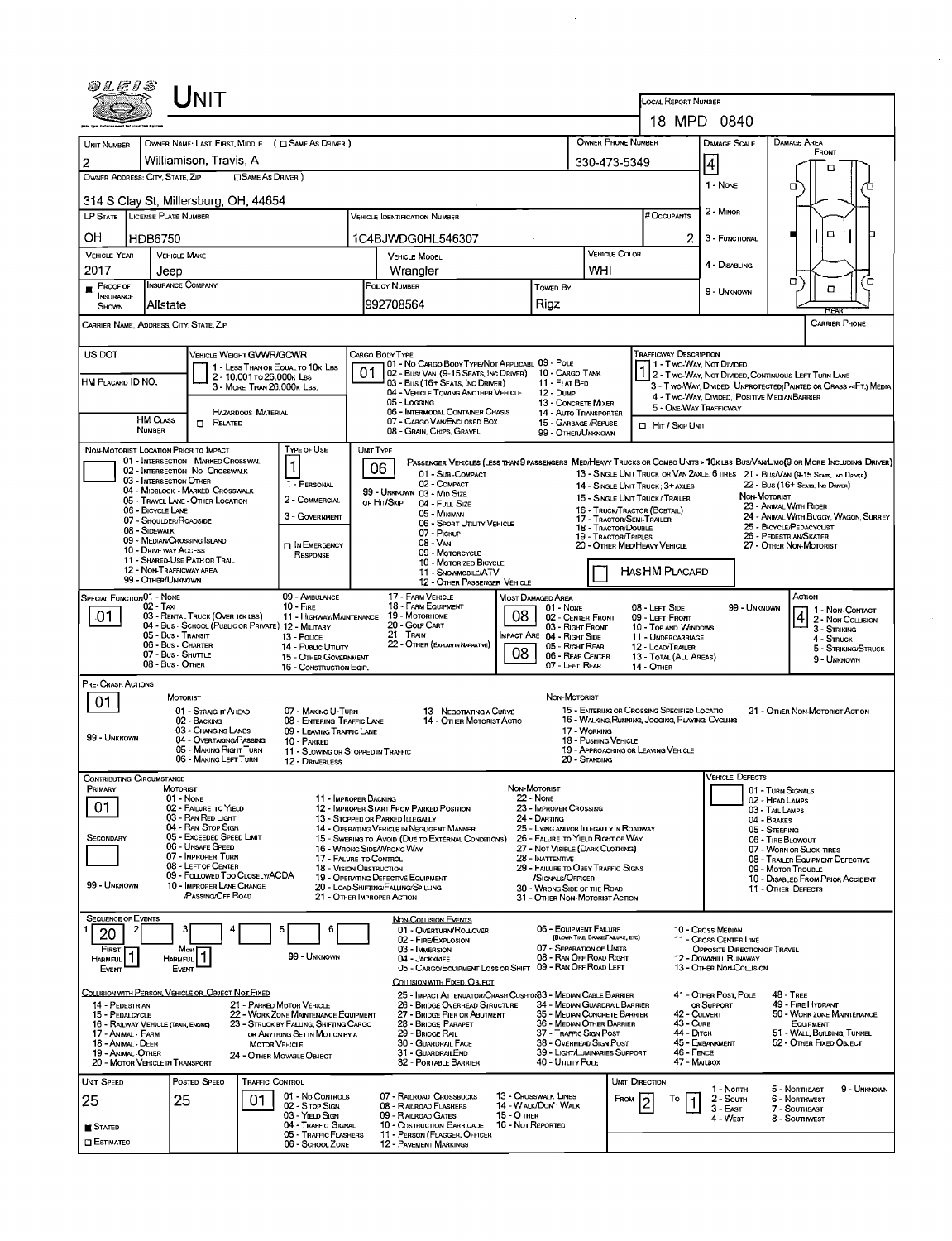# UNIT

**LOCAL REPORT NUMBER:** 18 MPD 0840

| UNIT NUMBER | OWNER NAME: LAST, FIRST, MIDDLE (☐ SAME AS DRIVER) | OWNER PHONE NUMBER | DAMAGE SCALE | DAMAGE AREA |
|---|---|---|---|---|
| 2 | Williamison, Travis, A | 330-473-5349 | 4 | |

OWNER ADDRESS: CITY, STATE, ZIP (☐ SAME AS DRIVER)
314 S Clay St, Millersburg, OH, 44654

Damage Scale: 1 - NONE, 2 - MINOR, 3 - FUNCTIONAL, 4 - DISABLING, 9 - UNKNOWN

| LP STATE | LICENSE PLATE NUMBER | VEHICLE IDENTIFICATION NUMBER | # OCCUPANTS |
|---|---|---|---|
| OH | HDB6750 | 1C4BJWDG0HL546307 | 2 |

| VEHICLE YEAR | VEHICLE MAKE | VEHICLE MODEL | VEHICLE COLOR |
|---|---|---|---|
| 2017 | Jeep | Wrangler | WHI |

| PROOF OF INSURANCE SHOWN | INSURANCE COMPANY | POLICY NUMBER | TOWED BY |
|---|---|---|---|
| ■ | Allstate | 992708564 | Rigz |

CARRIER NAME, ADDRESS, CITY, STATE, ZIP — CARRIER PHONE

US DOT — HM PLACARD ID NO. — HM CLASS NUMBER — ☐ RELATED (HAZARDOUS MATERIAL)

VEHICLE WEIGHT GVWR/GCWR: 1 - LESS THAN OR EQUAL TO 10K LBS; 2 - 10,001 TO 26,000K LBS; 3 - MORE THAN 26,000K LBS.

CARGO BODY TYPE: **01** — 01 - NO CARGO BODY TYPE/NOT APPLICABLE; 02 - BUS/VAN (9-15 SEATS, INC DRIVER); 03 - BUS (16+ SEATS, INC DRIVER); 04 - VEHICLE TOWING ANOTHER VEHICLE; 05 - LOGGING; 06 - INTERMODAL CONTAINER CHASIS; 07 - CARGO VAN/ENCLOSED BOX; 08 - GRAIN, CHIPS, GRAVEL; 09 - POLE; 10 - CARGO TANK; 11 - FLAT BED; 12 - DUMP; 13 - CONCRETE MIXER; 14 - AUTO TRANSPORTER; 15 - GARBAGE/REFUSE; 99 - OTHER/UNKNOWN

TRAFFICWAY DESCRIPTION: **1** — 1 - TWO-WAY, NOT DIVIDED; 2 - TWO-WAY, NOT DIVIDED, CONTINUOUS LEFT TURN LANE; 3 - TWO-WAY, DIVIDED, UNPROTECTED (PAINTED OR GRASS >4FT.) MEDIA; 4 - TWO-WAY, DIVIDED, POSITIVE MEDIAN BARRIER; 5 - ONE-WAY TRAFFICWAY; ☐ HIT / SKIP UNIT

NON-MOTORIST LOCATION PRIOR TO IMPACT: 01 - INTERSECTION - MARKED CROSSWALK; 02 - INTERSECTION - NO CROSSWALK; 03 - INTERSECTION OTHER; 04 - MIDBLOCK - MARKED CROSSWALK; 05 - TRAVEL LANE - OTHER LOCATION; 06 - BICYCLE LANE; 07 - SHOULDER/ROADSIDE; 08 - SIDEWALK; 09 - MEDIAN/CROSSING ISLAND; 10 - DRIVE WAY ACCESS; 11 - SHARED-USE PATH OR TRAIL; 12 - NON-TRAFFICWAY AREA; 99 - OTHER/UNKNOWN

TYPE OF USE: **1** — 1 - PERSONAL; 2 - COMMERCIAL; 3 - GOVERNMENT; ☐ IN EMERGENCY RESPONSE

UNIT TYPE: **06** — PASSENGER VEHICLES (LESS THAN 9 PASSENGERS): 01 - SUB-COMPACT; 02 - COMPACT; 99 - UNKNOWN 03 - MID SIZE OR HIT/SKIP; 04 - FULL SIZE; 05 - MINIVAN; 06 - SPORT UTILITY VEHICLE; 07 - PICKUP; 08 - VAN; 09 - MOTORCYCLE; 10 - MOTORIZED BICYCLE; 11 - SNOWMOBILE/ATV; 12 - OTHER PASSENGER VEHICLE. MED/HEAVY TRUCKS OR COMBO UNITS > 10K LBS BUS/VAN/LIMO (9 OR MORE INCLUDING DRIVER): 13 - SINGLE UNIT TRUCK OR VAN 2AXLE, 6 TIRES; 14 - SINGLE UNIT TRUCK; 3+ AXLES; 15 - SINGLE UNIT TRUCK / TRAILER; 16 - TRUCK/TRACTOR (BOBTAIL); 17 - TRACTOR/SEMI-TRAILER; 18 - TRACTOR/DOUBLE; 19 - TRACTOR/TRIPLES; 20 - OTHER MED/HEAVY VEHICLE; 21 - BUS/VAN (9-15 SEATS, INC DRIVER); 22 - BUS (16+ SEATS, INC DRIVER). NON-MOTORIST: 23 - ANIMAL WITH RIDER; 24 - ANIMAL WITH BUGGY, WAGON, SURREY; 25 - BICYCLE/PEDACYCLIST; 26 - PEDESTRIAN/SKATER; 27 - OTHER NON-MOTORIST. ☐ HAS HM PLACARD

SPECIAL FUNCTION: **01** — 01 - NONE; 02 - TAXI; 03 - RENTAL TRUCK (OVER 10K LBS); 04 - BUS - SCHOOL (PUBLIC OR PRIVATE); 05 - BUS - TRANSIT; 06 - BUS - CHARTER; 07 - BUS - SHUTTLE; 08 - BUS - OTHER; 09 - AMBULANCE; 10 - FIRE; 11 - HIGHWAY/MAINTENANCE; 12 - MILITARY; 13 - POLICE; 14 - PUBLIC UTILITY; 15 - OTHER GOVERNMENT; 16 - CONSTRUCTION EQIP.; 17 - FARM VEHICLE; 18 - FARM EQUIPMENT; 19 - MOTORHOME; 20 - GOLF CART; 21 - TRAIN; 22 - OTHER (EXPLAIN IN NARRATIVE)

MOST DAMAGED AREA: **08**; IMPACT AREA: **08** — 01 - NONE; 02 - CENTER FRONT; 03 - RIGHT FRONT; 04 - RIGHT SIDE; 05 - RIGHT REAR; 06 - REAR CENTER; 07 - LEFT REAR; 08 - LEFT SIDE; 09 - LEFT FRONT; 10 - TOP AND WINDOWS; 11 - UNDERCARRIAGE; 12 - LOAD/TRAILER; 13 - TOTAL (ALL AREAS); 14 - OTHER; 99 - UNKNOWN

ACTION: **4** — 1 - NON-CONTACT; 2 - NON-COLLISION; 3 - STRIKING; 4 - STRUCK; 5 - STRIKING/STRUCK; 9 - UNKNOWN

PRE-CRASH ACTIONS: **01** — MOTORIST: 01 - STRAIGHT AHEAD; 02 - BACKING; 03 - CHANGING LANES; 04 - OVERTAKING/PASSING; 05 - MAKING RIGHT TURN; 06 - MAKING LEFT TURN; 07 - MAKING U-TURN; 08 - ENTERING TRAFFIC LANE; 09 - LEAVING TRAFFIC LANE; 10 - PARKED; 11 - SLOWING OR STOPPED IN TRAFFIC; 12 - DRIVERLESS; 13 - NEGOTIATING A CURVE; 14 - OTHER MOTORIST ACTIO; 99 - UNKNOWN. NON-MOTORIST: 15 - ENTERING OR CROSSING SPECIFIED LOCATIO; 16 - WALKING, RUNNING, JOGGING, PLAYING, CYCLING; 17 - WORKING; 18 - PUSHING VEHICLE; 19 - APPROACHING OR LEAVING VEHICLE; 20 - STANDING; 21 - OTHER NON-MOTORIST ACTION

CONTRIBUTING CIRCUMSTANCE: PRIMARY **01**; SECONDARY (blank) — MOTORIST: 01 - NONE; 02 - FAILURE TO YIELD; 03 - RAN RED LIGHT; 04 - RAN STOP SIGN; 05 - EXCEEDED SPEED LIMIT; 06 - UNSAFE SPEED; 07 - IMPROPER TURN; 08 - LEFT OF CENTER; 09 - FOLLOWED TOO CLOSELY/ACDA; 10 - IMPROPER LANE CHANGE /PASSING/OFF ROAD; 11 - IMPROPER BACKING; 12 - IMPROPER START FROM PARKED POSITION; 13 - STOPPED OR PARKED ILLEGALLY; 14 - OPERATING VEHICLE IN NEGLIGENT MANNER; 15 - SWERING TO AVOID (DUE TO EXTERNAL CONDITIONS); 16 - WRONG SIDE/WRONG WAY; 17 - FAILURE TO CONTROL; 18 - VISION OBSTRUCTION; 19 - OPERATING DEFECTIVE EQUIPMENT; 20 - LOAD SHIFTING/FALLING/SPILLING; 21 - OTHER IMPROPER ACTION; 99 - UNKNOWN. NON-MOTORIST: 22 - NONE; 23 - IMPROPER CROSSING; 24 - DARTING; 25 - LYING AND/OR ILLEGALLY IN ROADWAY; 26 - FALURE TO YIELD RIGHT OF WAY; 27 - NOT VISIBLE (DARK CLOTHING); 28 - INATTENTIVE; 29 - FAILURE TO OBEY TRAFFIC SIGNS /SIGNALS/OFFICER; 30 - WRONG SIDE OF THE ROAD; 31 - OTHER NON-MOTORIST ACTION

VEHICLE DEFECTS: 01 - TURN SIGNALS; 02 - HEAD LAMPS; 03 - TAIL LAMPS; 04 - BRAKES; 05 - STEERING; 06 - TIRE BLOWOUT; 07 - WORN OR SLICK TIRES; 08 - TRAILER EQUIPMENT DEFECTIVE; 09 - MOTOR TROUBLE; 10 - DISABLED FROM PRIOR ACCIDENT; 11 - OTHER DEFECTS

SEQUENCE OF EVENTS: 1: **20**; 2, 3, 4, 5, 6: (blank); FIRST HARMFUL EVENT: **1**; MOST HARMFUL EVENT: **1**; 99 - UNKNOWN

NON-COLLISION EVENTS: 01 - OVERTURN/ROLLOVER; 02 - FIRE/EXPLOSION; 03 - IMMERSION; 04 - JACKKNIFE; 05 - CARGO/EQUIPMENT LOSS OR SHIFT; 06 - EQUIPMENT FAILURE (BLOWN TIRE, BRAKE FAILURE, ETC); 07 - SEPARATION OF UNITS; 08 - RAN OFF ROAD RIGHT; 09 - RAN OFF ROAD LEFT; 10 - CROSS MEDIAN; 11 - CROSS CENTER LINE OPPOSITE DIRECTION OF TRAVEL; 12 - DOWNHILL RUNAWAY; 13 - OTHER NON-COLLISION

COLLISION WITH PERSON, VEHICLE OR OBJECT NOT FIXED: 14 - PEDESTRIAN; 15 - PEDALCYCLE; 16 - RAILWAY VEHICLE (TRAIN, ENGINE); 17 - ANIMAL - FARM; 18 - ANIMAL - DEER; 19 - ANIMAL - OTHER; 20 - MOTOR VEHICLE IN TRANSPORT; 21 - PARKED MOTOR VEHICLE; 22 - WORK ZONE MAINTENANCE EQUIPMENT; 23 - STRUCK BY FALLING, SHIFTING CARGO OR ANYTHING SET IN MOTION BY A MOTOR VEHICLE; 24 - OTHER MOVABLE OBJECT

COLLISION WITH FIXED, OBJECT: 25 - IMPACT ATTENUATOR/CRASH CUSHION; 26 - BRIDGE OVERHEAD STRUCTURE; 27 - BRIDGE PIER OR ABUTMENT; 28 - BRIDGE PARAPET; 29 - BRIDGE RAIL; 30 - GUARDRAIL FACE; 31 - GUARDRAIL END; 32 - PORTABLE BARRIER; 33 - MEDIAN CABLE BARRIER; 34 - MEDIAN GUARDRAIL BARRIER; 35 - MEDIAN CONCRETE BARRIER; 36 - MEDIAN OTHER BARRIER; 37 - TRAFFIC SIGN POST; 38 - OVERHEAD SIGN POST; 39 - LIGHT/LUMINARIES SUPPORT; 40 - UTILITY POLE; 41 - OTHER POST, POLE OR SUPPORT; 42 - CULVERT; 43 - CURB; 44 - DITCH; 45 - EMBANKMENT; 46 - FENCE; 47 - MAILBOX; 48 - TREE; 49 - FIRE HYDRANT; 50 - WORK ZONE MAINTENANCE EQUIPMENT; 51 - WALL, BUILDING, TUNNEL; 52 - OTHER FIXED OBJECT

| UNIT SPEED | POSTED SPEED | TRAFFIC CONTROL | UNIT DIRECTION FROM | TO |
|---|---|---|---|---|
| 25 | 25 | 01 | 2 | 1 |

■ STATED ☐ ESTIMATED

TRAFFIC CONTROL: 01 - NO CONTROLS; 02 - STOP SIGN; 03 - YIELD SIGN; 04 - TRAFFIC SIGNAL; 05 - TRAFFIC FLASHERS; 06 - SCHOOL ZONE; 07 - RAILROAD CROSSBUCKS; 08 - RAILROAD FLASHERS; 09 - RAILROAD GATES; 10 - COSTRUCTION BARRICADE; 11 - PERSON (FLAGGER, OFFICER); 12 - PAVEMENT MARKINGS; 13 - CROSSWALK LINES; 14 - WALK/DON'T WALK; 15 - OTHER; 16 - NOT REPORTED

UNIT DIRECTION: 1 - NORTH; 2 - SOUTH; 3 - EAST; 4 - WEST; 5 - NORTHEAST; 6 - NORTHWEST; 7 - SOUTHEAST; 8 - SOUTHWEST; 9 - UNKNOWN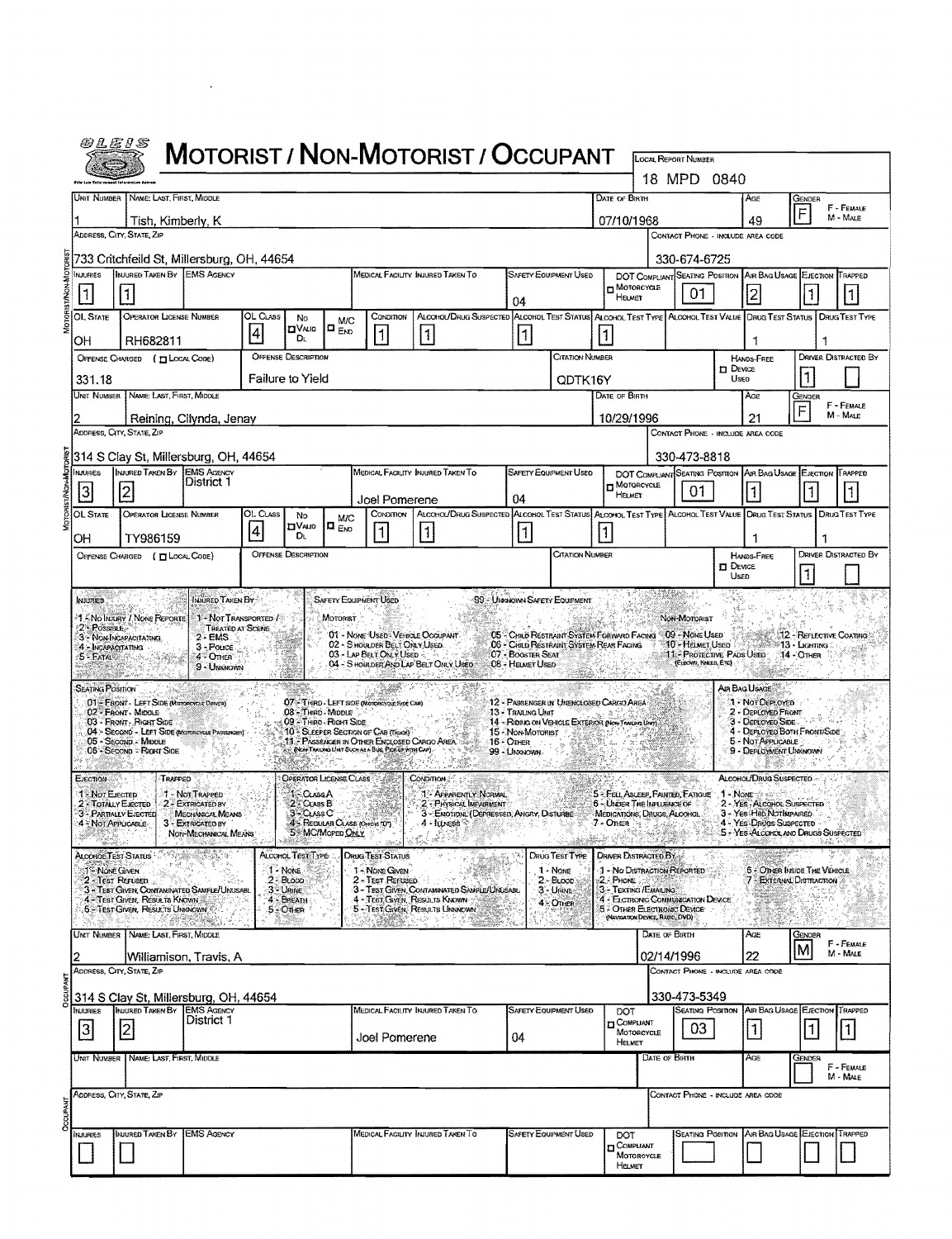# MOTORIST / NON-MOTORIST / OCCUPANT

OLEIS

**Local Report Number:** 18 MPD 0840

## Motorist / Non-Motorist

| Unit Number | Name: Last, First, Middle | Date of Birth | Age | Gender |
|---|---|---|---|---|
| 1 | Tish, Kimberly, K | 07/10/1968 | 49 | F |

| Address, City, State, Zip | Contact Phone - Include Area Code |
|---|---|
| 733 Critchfeild St, Millersburg, OH, 44654 | 330-674-6725 |

| Injuries | Injured Taken By | EMS Agency | Medical Facility Injured Taken To | Safety Equipment Used | DOT Compliant Motorcycle Helmet | Seating Position | Air Bag Usage | Ejection | Trapped |
|---|---|---|---|---|---|---|---|---|---|
| 1 | 1 | | | 04 | ☐ | 01 | 2 | 1 | 1 |

| OL State | Operator License Number | OL Class | No Valid DL | M/C End | Condition | Alcohol/Drug Suspected | Alcohol Test Status | Alcohol Test Type | Alcohol Test Value | Drug Test Status | Drug Test Type |
|---|---|---|---|---|---|---|---|---|---|---|---|
| OH | RH682811 | 4 | ☐ | ☐ | 1 | 1 | 1 | 1 | | 1 | 1 |

| Offense Charged (☐ Local Code) | Offense Description | Citation Number | Hands-Free Device Used | Driver Distracted By |
|---|---|---|---|---|
| 331.18 | Failure to Yield | QDTK16Y | ☐ | 1 |

| Unit Number | Name: Last, First, Middle | Date of Birth | Age | Gender |
|---|---|---|---|---|
| 2 | Reining, Cilynda, Jenay | 10/29/1996 | 21 | F |

| Address, City, State, Zip | Contact Phone - Include Area Code |
|---|---|
| 314 S Clay St, Millersburg, OH, 44654 | 330-473-8818 |

| Injuries | Injured Taken By | EMS Agency | Medical Facility Injured Taken To | Safety Equipment Used | DOT Compliant Motorcycle Helmet | Seating Position | Air Bag Usage | Ejection | Trapped |
|---|---|---|---|---|---|---|---|---|---|
| 3 | 2 | District 1 | Joel Pomerene | 04 | ☐ | 01 | 1 | 1 | 1 |

| OL State | Operator License Number | OL Class | No Valid DL | M/C End | Condition | Alcohol/Drug Suspected | Alcohol Test Status | Alcohol Test Type | Alcohol Test Value | Drug Test Status | Drug Test Type |
|---|---|---|---|---|---|---|---|---|---|---|---|
| OH | TY986159 | 4 | ☐ | ☐ | 1 | 1 | 1 | 1 | | 1 | 1 |

| Offense Charged (☐ Local Code) | Offense Description | Citation Number | Hands-Free Device Used | Driver Distracted By |
|---|---|---|---|---|
| | | | ☐ | 1 |

## Codes

**Injuries:** 1 - No Injury / None Reported; 2 - Possible; 3 - Non-Incapacitating; 4 - Incapacitating; 5 - Fatal

**Injured Taken By:** 1 - Not Transported / Treated at Scene; 2 - EMS; 3 - Police; 4 - Other; 9 - Unknown

**Safety Equipment Used:** 99 - Unknown Safety Equipment
- Motorist: 01 - None Used - Vehicle Occupant; 02 - Shoulder Belt Only Used; 03 - Lap Belt Only Used; 04 - Shoulder and Lap Belt Only Used; 05 - Child Restraint System Forward Facing; 06 - Child Restraint System Rear Facing; 07 - Booster Seat; 08 - Helmet Used
- Non-Motorist: 09 - None Used; 10 - Helmet Used; 11 - Protective Pads Used (Elbows, Knees, Etc); 12 - Reflective Coating; 13 - Lighting; 14 - Other

**Seating Position:** 01 - Front - Left Side (Motorcycle Driver); 02 - Front - Middle; 03 - Front - Right Side; 04 - Second - Left Side (Motorcycle Passenger); 05 - Second - Middle; 06 - Second - Right Side; 07 - Third - Left Side (Motorcycle Side Car); 08 - Third - Middle; 09 - Third - Right Side; 10 - Sleeper Section of Cab (Truck); 11 - Passenger in Other Enclosed Cargo Area (Non-Trailing Unit Such as a Bus, Pick-up with Cap); 12 - Passenger in Unenclosed Cargo Area; 13 - Trailing Unit; 14 - Riding on Vehicle Exterior (Non-Trailing Unit); 15 - Non-Motorist; 16 - Other; 99 - Unknown

**Air Bag Usage:** 1 - Not Deployed; 2 - Deployed Front; 3 - Deployed Side; 4 - Deployed Both Front/Side; 5 - Not Applicable; 9 - Deployment Unknown

**Ejection:** 1 - Not Ejected; 2 - Totally Ejected; 3 - Partially Ejected; 4 - Not Applicable

**Trapped:** 1 - Not Trapped; 2 - Extricated by Mechanical Means; 3 - Extricated by Non-Mechanical Means

**Operator License Class:** 1 - Class A; 2 - Class B; 3 - Class C; 4 - Regular Class (Ohio is "D"); 5 - MC/Moped Only

**Condition:** 1 - Apparently Normal; 2 - Physical Impairment; 3 - Emotional (Depressed, Angry, Disturbed); 4 - Illness; 5 - Fell Asleep, Fainted, Fatigue; 6 - Under the Influence of Medications, Drugs, Alcohol; 7 - Other

**Alcohol/Drug Suspected:** 1 - None; 2 - Yes - Alcohol Suspected; 3 - Yes - Had Not Impaired; 4 - Yes - Drugs Suspected; 5 - Yes - Alcohol and Drugs Suspected

**Alcohol Test Status:** 1 - None Given; 2 - Test Refused; 3 - Test Given, Contaminated Sample/Unusable; 4 - Test Given, Results Known; 5 - Test Given, Results Unknown

**Alcohol Test Type:** 1 - None; 2 - Blood; 3 - Urine; 4 - Breath; 5 - Other

**Drug Test Status:** 1 - None Given; 2 - Test Refused; 3 - Test Given, Contaminated Sample/Unusable; 4 - Test Given, Results Known; 5 - Test Given, Results Unknown

**Drug Test Type:** 1 - None; 2 - Blood; 3 - Urine; 4 - Other

**Driver Distracted By:** 1 - No Distraction Reported; 2 - Phone; 3 - Texting / Emailing; 4 - Electronic Communication Device; 5 - Other Electronic Device (Navigation Device, Radio, DVD); 6 - Other Inside the Vehicle; 7 - External Distraction

## Occupant

| Unit Number | Name: Last, First, Middle | Date of Birth | Age | Gender |
|---|---|---|---|---|
| 2 | Williamison, Travis, A | 02/14/1996 | 22 | M |

| Address, City, State, Zip | Contact Phone - Include Area Code |
|---|---|
| 314 S Clay St, Millersburg, OH, 44654 | 330-473-5349 |

| Injuries | Injured Taken By | EMS Agency | Medical Facility Injured Taken To | Safety Equipment Used | DOT Compliant Motorcycle Helmet | Seating Position | Air Bag Usage | Ejection | Trapped |
|---|---|---|---|---|---|---|---|---|---|
| 3 | 2 | District 1 | Joel Pomerene | 04 | ☐ | 03 | 1 | 1 | 1 |

| Unit Number | Name: Last, First, Middle | Date of Birth | Age | Gender |
|---|---|---|---|---|
| | | | | |

| Address, City, State, Zip | Contact Phone - Include Area Code |
|---|---|
| | |

| Injuries | Injured Taken By | EMS Agency | Medical Facility Injured Taken To | Safety Equipment Used | DOT Compliant Motorcycle Helmet | Seating Position | Air Bag Usage | Ejection | Trapped |
|---|---|---|---|---|---|---|---|---|---|
| | | | | | ☐ | | | | |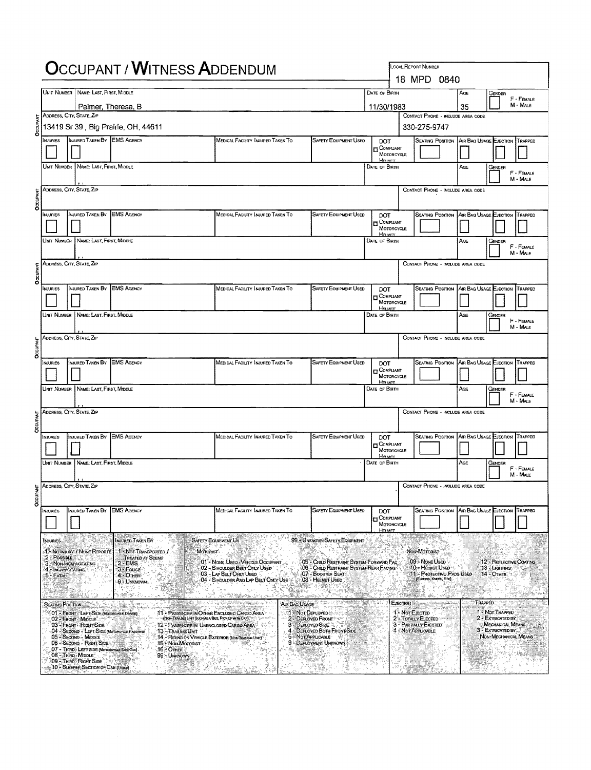# Occupant / Witness Addendum

**Local Report Number:** 18 MPD 0840

## Occupant

| Unit Number | Name: Last, First, Middle | Date of Birth | Age | Gender |
|---|---|---|---|---|
| | Palmer, Theresa, B | 11/30/1983 | 35 | |

Gender: F - Female, M - Male

| Address, City, State, Zip | Contact Phone - Include Area Code |
|---|---|
| 13419 Sr 39 , Big Prairie, OH, 44611 | 330-275-9747 |

| Injuries | Injured Taken By | EMS Agency | Medical Facility Injured Taken To | Safety Equipment Used | DOT Compliant Motorcycle Helmet | Seating Position | Air Bag Usage | Ejection | Trapped |
|---|---|---|---|---|---|---|---|---|---|
| | | | | | | | | | |

## Occupant

| Unit Number | Name: Last, First, Middle | Date of Birth | Age | Gender |
|---|---|---|---|---|
| | | | | |

| Address, City, State, Zip | Contact Phone - Include Area Code |
|---|---|
| | |

| Injuries | Injured Taken By | EMS Agency | Medical Facility Injured Taken To | Safety Equipment Used | DOT Compliant Motorcycle Helmet | Seating Position | Air Bag Usage | Ejection | Trapped |
|---|---|---|---|---|---|---|---|---|---|
| | | | | | | | | | |

## Occupant

| Unit Number | Name: Last, First, Middle | Date of Birth | Age | Gender |
|---|---|---|---|---|
| | | | | |

| Address, City, State, Zip | Contact Phone - Include Area Code |
|---|---|
| | |

| Injuries | Injured Taken By | EMS Agency | Medical Facility Injured Taken To | Safety Equipment Used | DOT Compliant Motorcycle Helmet | Seating Position | Air Bag Usage | Ejection | Trapped |
|---|---|---|---|---|---|---|---|---|---|
| | | | | | | | | | |

## Occupant

| Unit Number | Name: Last, First, Middle | Date of Birth | Age | Gender |
|---|---|---|---|---|
| | | | | |

| Address, City, State, Zip | Contact Phone - Include Area Code |
|---|---|
| | |

| Injuries | Injured Taken By | EMS Agency | Medical Facility Injured Taken To | Safety Equipment Used | DOT Compliant Motorcycle Helmet | Seating Position | Air Bag Usage | Ejection | Trapped |
|---|---|---|---|---|---|---|---|---|---|
| | | | | | | | | | |

## Occupant

| Unit Number | Name: Last, First, Middle | Date of Birth | Age | Gender |
|---|---|---|---|---|
| | | | | |

| Address, City, State, Zip | Contact Phone - Include Area Code |
|---|---|
| | |

| Injuries | Injured Taken By | EMS Agency | Medical Facility Injured Taken To | Safety Equipment Used | DOT Compliant Motorcycle Helmet | Seating Position | Air Bag Usage | Ejection | Trapped |
|---|---|---|---|---|---|---|---|---|---|
| | | | | | | | | | |

## Occupant

| Unit Number | Name: Last, First, Middle | Date of Birth | Age | Gender |
|---|---|---|---|---|
| | | | | |

| Address, City, State, Zip | Contact Phone - Include Area Code |
|---|---|
| | |

| Injuries | Injured Taken By | EMS Agency | Medical Facility Injured Taken To | Safety Equipment Used | DOT Compliant Motorcycle Helmet | Seating Position | Air Bag Usage | Ejection | Trapped |
|---|---|---|---|---|---|---|---|---|---|
| | | | | | | | | | |

---

**Injuries**
1 - No Injury / None Reported
2 - Possible
3 - Non-Incapacitating
4 - Incapacitating
5 - Fatal

**Injured Taken By**
1 - Not Transported / Treated at Scene
2 - EMS
3 - Police
4 - Other
9 - Unknown

**Safety Equipment Used**
99 - Unknown Safety Equipment

Motorist:
01 - None Used - Vehicle Occupant
02 - Shoulder Belt Only Used
03 - Lap Belt Only Used
04 - Shoulder And Lap Belt Only Used
05 - Child Restraint System-Forward Facing
06 - Child Restraint System-Rear Facing
07 - Booster Seat
08 - Helmet Used

Non-Motorist:
09 - None Used
10 - Helmet Used
11 - Protective Pads Used (Elbows, Knees, Etc)
12 - Reflective Coating
13 - Lighting
14 - Other

**Seating Position**
01 - Front - Left Side (Motorcycle Driver)
02 - Front - Middle
03 - Front - Right Side
04 - Second - Left Side (Motorcycle Passenger)
05 - Second - Middle
06 - Second - Right Side
07 - Third - Left Side (Motorcycle Side Car)
08 - Third - Middle
09 - Third - Right Side
10 - Sleeper Section of Cab (Truck)
11 - Passenger in Other Enclosed Cargo Area (Non-Trailing Unit Such as a Bus, Pickup with Cap)
12 - Passenger in Unenclosed Cargo Area
13 - Trailing Unit
14 - Riding on Vehicle Exterior (Non-Trailing Unit)
15 - Non-Motorist
16 - Other
99 - Unknown

**Air Bag Usage**
1 - Not Deployed
2 - Deployed Front
3 - Deployed Side
4 - Deployed Both Front/Side
5 - Not Applicable
9 - Deployment Unknown

**Ejection**
1 - Not Ejected
2 - Totally Ejected
3 - Partially Ejected
4 - Not Applicable

**Trapped**
1 - Not Trapped
2 - Extricated by Mechanical Means
3 - Extricated by Non-Mechanical Means